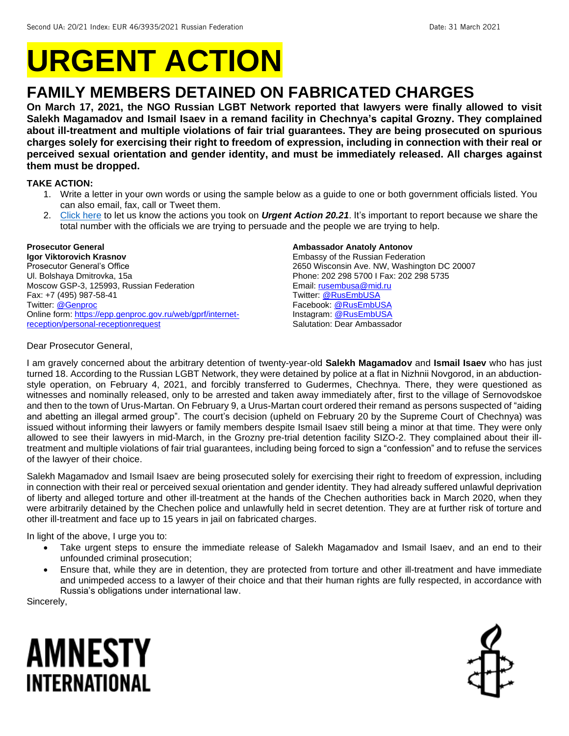Second UA: 20/21 Index: EUR 46/3935/2021 Russian Federation Date: 31 March 2021

# URGENT ACTION

## FAMILY MEMBERS DETAINED ON FABRICATED CHARGES

**On March 17, 2021, the NGO Russian LGBT Network reported that lawyers were finally allowed to visit Salekh Magamadov and Ismail Isaev in a remand facility in Chechnya's capital Grozny. They complained about ill-treatment and multiple violations of fair trial guarantees. They are being prosecuted on spurious charges solely for exercising their right to freedom of expression, including in connection with their real or perceived sexual orientation and gender identity, and must be immediately released. All charges against them must be dropped.**

**TAKE ACTION:**

1. Write a letter in your own words or using the sample below as a guide to one or both government officials listed. You can also email, fax, call or Tweet them.
2. Click here to let us know the actions you took on ***Urgent Action 20.21***. It's important to report because we share the total number with the officials we are trying to persuade and the people we are trying to help.

**Prosecutor General**
**Igor Viktorovich Krasnov**
Prosecutor General's Office
Ul. Bolshaya Dmitrovka, 15a
Moscow GSP-3, 125993, Russian Federation
Fax: +7 (495) 987-58-41
Twitter: @Genproc
Online form: https://epp.genproc.gov.ru/web/gprf/internet-reception/personal-receptionrequest

**Ambassador Anatoly Antonov**
Embassy of the Russian Federation
2650 Wisconsin Ave. NW, Washington DC 20007
Phone: 202 298 5700 I Fax: 202 298 5735
Email: rusembusa@mid.ru
Twitter: @RusEmbUSA
Facebook: @RusEmbUSA
Instagram: @RusEmbUSA
Salutation: Dear Ambassador

Dear Prosecutor General,

I am gravely concerned about the arbitrary detention of twenty-year-old **Salekh Magamadov** and **Ismail Isaev** who has just turned 18. According to the Russian LGBT Network, they were detained by police at a flat in Nizhnii Novgorod, in an abduction-style operation, on February 4, 2021, and forcibly transferred to Gudermes, Chechnya. There, they were questioned as witnesses and nominally released, only to be arrested and taken away immediately after, first to the village of Sernovodskoe and then to the town of Urus-Martan. On February 9, a Urus-Martan court ordered their remand as persons suspected of "aiding and abetting an illegal armed group". The court's decision (upheld on February 20 by the Supreme Court of Chechnya) was issued without informing their lawyers or family members despite Ismail Isaev still being a minor at that time. They were only allowed to see their lawyers in mid-March, in the Grozny pre-trial detention facility SIZO-2. They complained about their ill-treatment and multiple violations of fair trial guarantees, including being forced to sign a "confession" and to refuse the services of the lawyer of their choice.

Salekh Magamadov and Ismail Isaev are being prosecuted solely for exercising their right to freedom of expression, including in connection with their real or perceived sexual orientation and gender identity. They had already suffered unlawful deprivation of liberty and alleged torture and other ill-treatment at the hands of the Chechen authorities back in March 2020, when they were arbitrarily detained by the Chechen police and unlawfully held in secret detention. They are at further risk of torture and other ill-treatment and face up to 15 years in jail on fabricated charges.

In light of the above, I urge you to:

- Take urgent steps to ensure the immediate release of Salekh Magamadov and Ismail Isaev, and an end to their unfounded criminal prosecution;
- Ensure that, while they are in detention, they are protected from torture and other ill-treatment and have immediate and unimpeded access to a lawyer of their choice and that their human rights are fully respected, in accordance with Russia's obligations under international law.

Sincerely,

AMNESTY INTERNATIONAL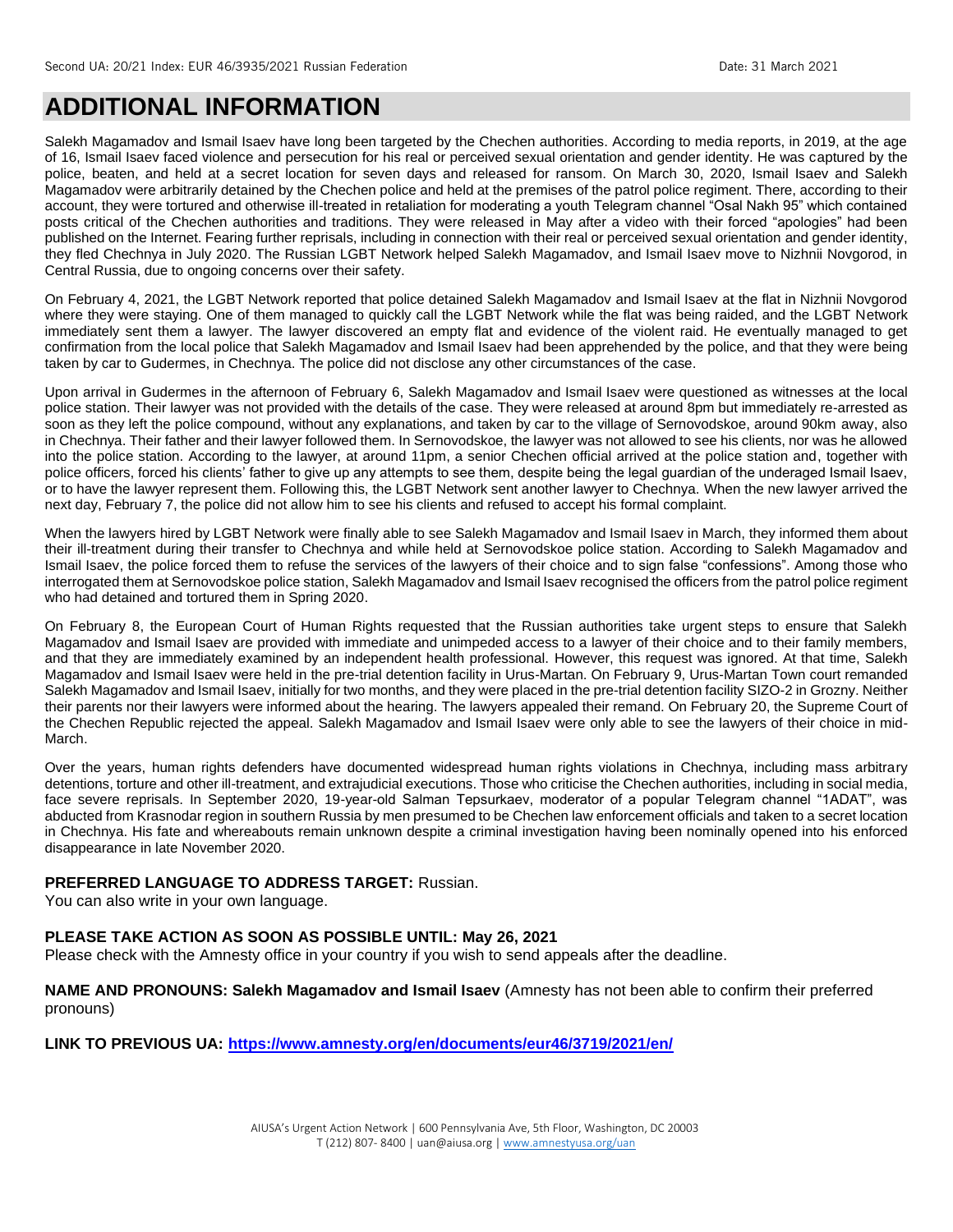# ADDITIONAL INFORMATION

Salekh Magamadov and Ismail Isaev have long been targeted by the Chechen authorities. According to media reports, in 2019, at the age of 16, Ismail Isaev faced violence and persecution for his real or perceived sexual orientation and gender identity. He was captured by the police, beaten, and held at a secret location for seven days and released for ransom. On March 30, 2020, Ismail Isaev and Salekh Magamadov were arbitrarily detained by the Chechen police and held at the premises of the patrol police regiment. There, according to their account, they were tortured and otherwise ill-treated in retaliation for moderating a youth Telegram channel "Osal Nakh 95" which contained posts critical of the Chechen authorities and traditions. They were released in May after a video with their forced "apologies" had been published on the Internet. Fearing further reprisals, including in connection with their real or perceived sexual orientation and gender identity, they fled Chechnya in July 2020. The Russian LGBT Network helped Salekh Magamadov, and Ismail Isaev move to Nizhnii Novgorod, in Central Russia, due to ongoing concerns over their safety.

On February 4, 2021, the LGBT Network reported that police detained Salekh Magamadov and Ismail Isaev at the flat in Nizhnii Novgorod where they were staying. One of them managed to quickly call the LGBT Network while the flat was being raided, and the LGBT Network immediately sent them a lawyer. The lawyer discovered an empty flat and evidence of the violent raid. He eventually managed to get confirmation from the local police that Salekh Magamadov and Ismail Isaev had been apprehended by the police, and that they were being taken by car to Gudermes, in Chechnya. The police did not disclose any other circumstances of the case.

Upon arrival in Gudermes in the afternoon of February 6, Salekh Magamadov and Ismail Isaev were questioned as witnesses at the local police station. Their lawyer was not provided with the details of the case. They were released at around 8pm but immediately re-arrested as soon as they left the police compound, without any explanations, and taken by car to the village of Sernovodskoe, around 90km away, also in Chechnya. Their father and their lawyer followed them. In Sernovodskoe, the lawyer was not allowed to see his clients, nor was he allowed into the police station. According to the lawyer, at around 11pm, a senior Chechen official arrived at the police station and, together with police officers, forced his clients' father to give up any attempts to see them, despite being the legal guardian of the underaged Ismail Isaev, or to have the lawyer represent them. Following this, the LGBT Network sent another lawyer to Chechnya. When the new lawyer arrived the next day, February 7, the police did not allow him to see his clients and refused to accept his formal complaint.

When the lawyers hired by LGBT Network were finally able to see Salekh Magamadov and Ismail Isaev in March, they informed them about their ill-treatment during their transfer to Chechnya and while held at Sernovodskoe police station. According to Salekh Magamadov and Ismail Isaev, the police forced them to refuse the services of the lawyers of their choice and to sign false "confessions". Among those who interrogated them at Sernovodskoe police station, Salekh Magamadov and Ismail Isaev recognised the officers from the patrol police regiment who had detained and tortured them in Spring 2020.

On February 8, the European Court of Human Rights requested that the Russian authorities take urgent steps to ensure that Salekh Magamadov and Ismail Isaev are provided with immediate and unimpeded access to a lawyer of their choice and to their family members, and that they are immediately examined by an independent health professional. However, this request was ignored. At that time, Salekh Magamadov and Ismail Isaev were held in the pre-trial detention facility in Urus-Martan. On February 9, Urus-Martan Town court remanded Salekh Magamadov and Ismail Isaev, initially for two months, and they were placed in the pre-trial detention facility SIZO-2 in Grozny. Neither their parents nor their lawyers were informed about the hearing. The lawyers appealed their remand. On February 20, the Supreme Court of the Chechen Republic rejected the appeal. Salekh Magamadov and Ismail Isaev were only able to see the lawyers of their choice in mid-March.

Over the years, human rights defenders have documented widespread human rights violations in Chechnya, including mass arbitrary detentions, torture and other ill-treatment, and extrajudicial executions. Those who criticise the Chechen authorities, including in social media, face severe reprisals. In September 2020, 19-year-old Salman Tepsurkaev, moderator of a popular Telegram channel "1ADAT", was abducted from Krasnodar region in southern Russia by men presumed to be Chechen law enforcement officials and taken to a secret location in Chechnya. His fate and whereabouts remain unknown despite a criminal investigation having been nominally opened into his enforced disappearance in late November 2020.

**PREFERRED LANGUAGE TO ADDRESS TARGET:** Russian.
You can also write in your own language.

**PLEASE TAKE ACTION AS SOON AS POSSIBLE UNTIL: May 26, 2021**
Please check with the Amnesty office in your country if you wish to send appeals after the deadline.

**NAME AND PRONOUNS: Salekh Magamadov and Ismail Isaev** (Amnesty has not been able to confirm their preferred pronouns)

**LINK TO PREVIOUS UA: https://www.amnesty.org/en/documents/eur46/3719/2021/en/**